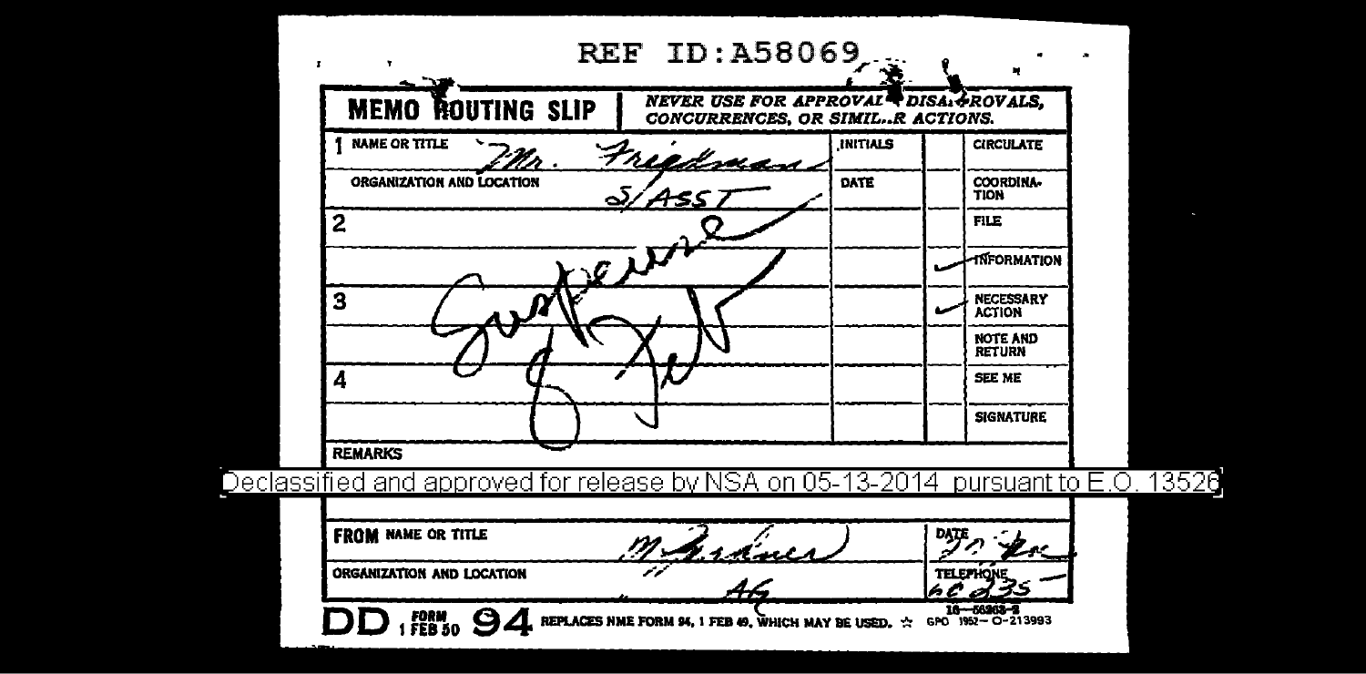REF ID:A58069

**MEMO ROUTING SLIP** | *NEVER USE FOR APPROVALS, DISAPPROVALS, CONCURRENCES, OR SIMILAR ACTIONS.*

| | INITIALS | | |
|---|---|---|---|
| 1 NAME OR TITLE: Mr. Friedman | | | CIRCULATE |
| ORGANIZATION AND LOCATION: S/ASST | DATE | | COORDINATION |
| 2 | | | FILE |
| | | ✓ | INFORMATION |
| 3 | | ✓ | NECESSARY ACTION |
| | | | NOTE AND RETURN |
| 4 | | | SEE ME |
| | | | SIGNATURE |

Suspense 8 Feb

**REMARKS**

Declassified and approved for release by NSA on 05-13-2014 pursuant to E.O. 13526

| | | |
|---|---|---|
| **FROM** NAME OR TITLE: M. Gardner | | DATE: 27 Jan |
| ORGANIZATION AND LOCATION: AG | | TELEPHONE: 60235 |

DD FORM 1 FEB 50 94 REPLACES NME FORM 94, 1 FEB 49, WHICH MAY BE USED. ☆ GPO 1952—O-213993 16—56363-2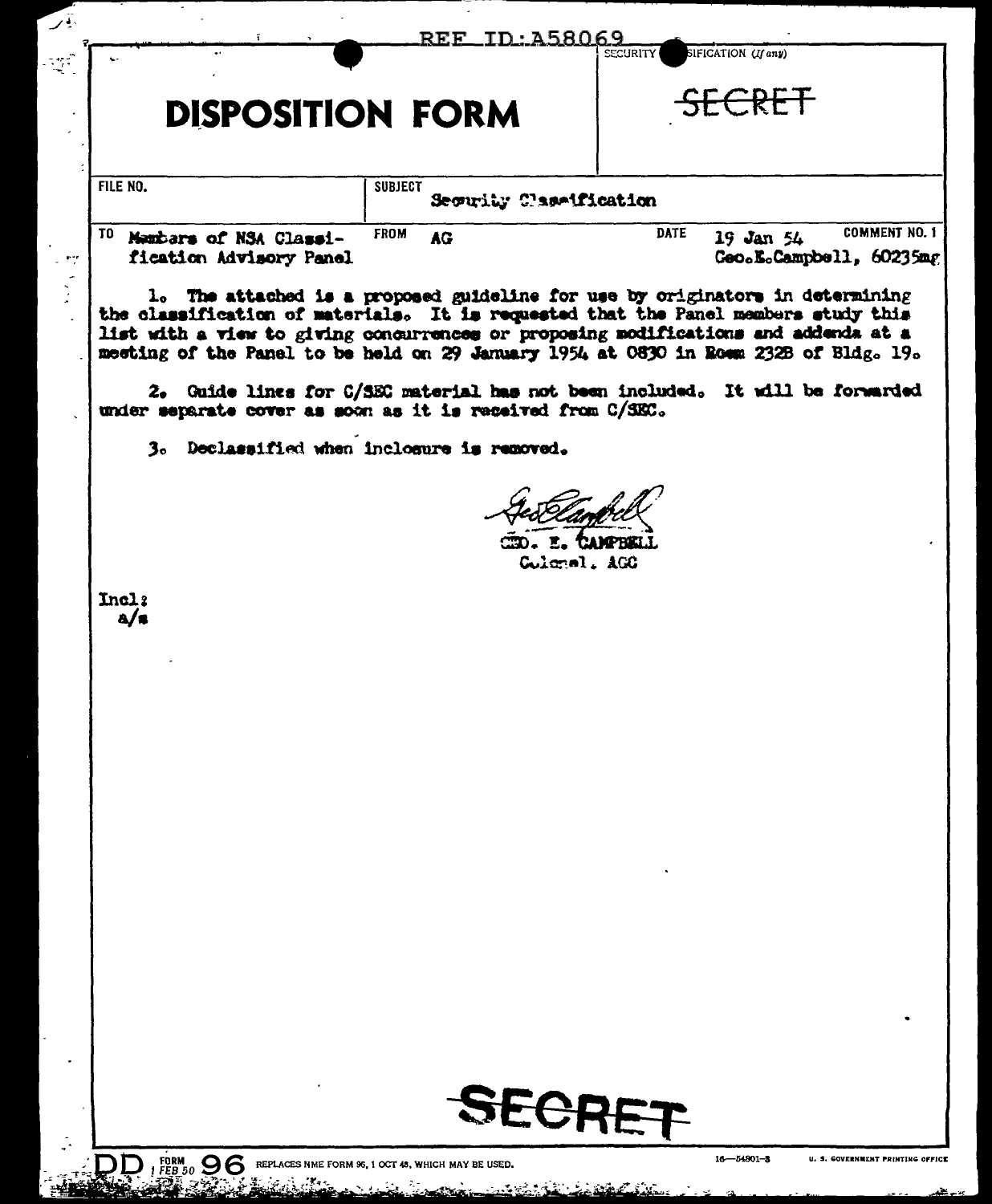REF ID:A58069

# DISPOSITION FORM

SECURITY CLASSIFICATION (If any)

~~SECRET~~

| FILE NO. | SUBJECT Security Classification | | |
|---|---|---|---|
| TO Members of NSA Classification Advisory Panel | FROM AG | DATE 19 Jan 54 Geo.E.Campbell, 60235mg | COMMENT NO. 1 |

1. The attached is a proposed guideline for use by originators in determining the classification of materials. It is requested that the Panel members study this list with a view to giving concurrences or proposing modifications and addenda at a meeting of the Panel to be held on 29 January 1954 at 0830 in Room 232B of Bldg. 19.

2. Guide lines for C/SEC material has not been included. It will be forwarded under separate cover as soon as it is received from C/SEC.

3. Declassified when inclosure is removed.

GEO. E. CAMPBELL
Colonel, AGC

Incl:
a/s

~~SECRET~~

DD FORM 1 FEB 50 96 REPLACES NME FORM 96, 1 OCT 48, WHICH MAY BE USED.

16—54801-3 U. S. GOVERNMENT PRINTING OFFICE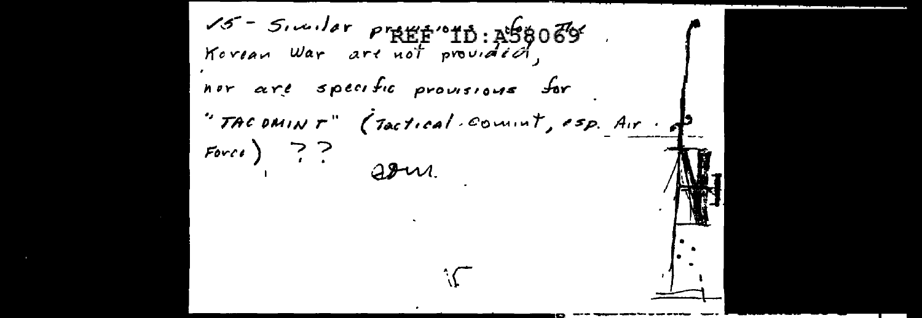✓5 - Similar provisions for the Korean War are not provided, nor are specific provisions for "TACOMINT" (Tactical comint, esp. Air Force) ??

ajm.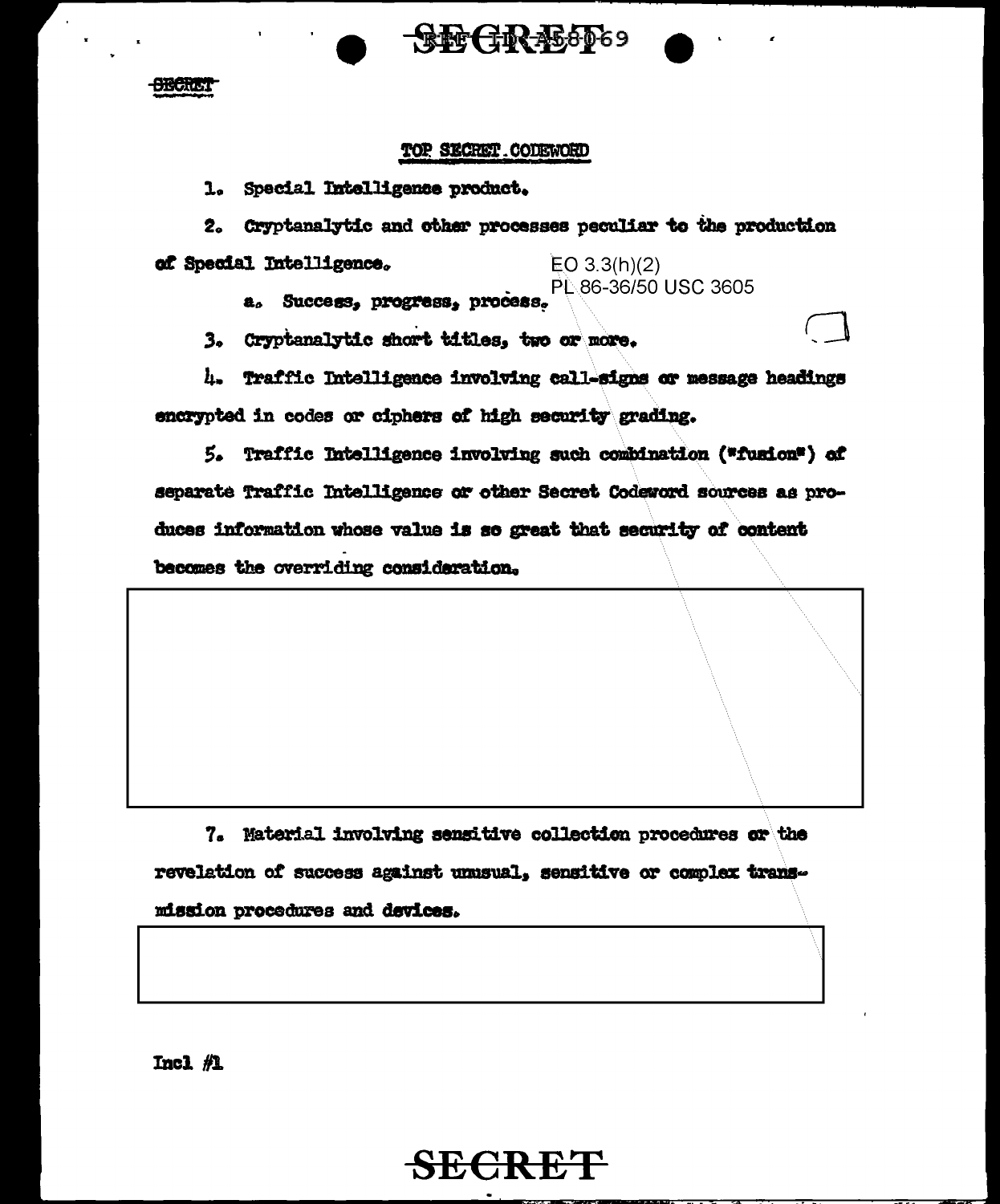TOP SECRET CODEWORD

1. Special Intelligence product.

2. Cryptanalytic and other processes peculiar to the production of Special Intelligence.

EO 3.3(h)(2)
PL 86-36/50 USC 3605

   a. Success, progress, process.

3. Cryptanalytic short titles, two or more.

4. Traffic Intelligence involving call-signs or message headings encrypted in codes or ciphers of high security grading.

5. Traffic Intelligence involving such combination ("fusion") of separate Traffic Intelligence or other Secret Codeword sources as produces information whose value is so great that security of content becomes the overriding consideration.

7. Material involving sensitive collection procedures or the revelation of success against unusual, sensitive or complex transmission procedures and devices.

Incl #1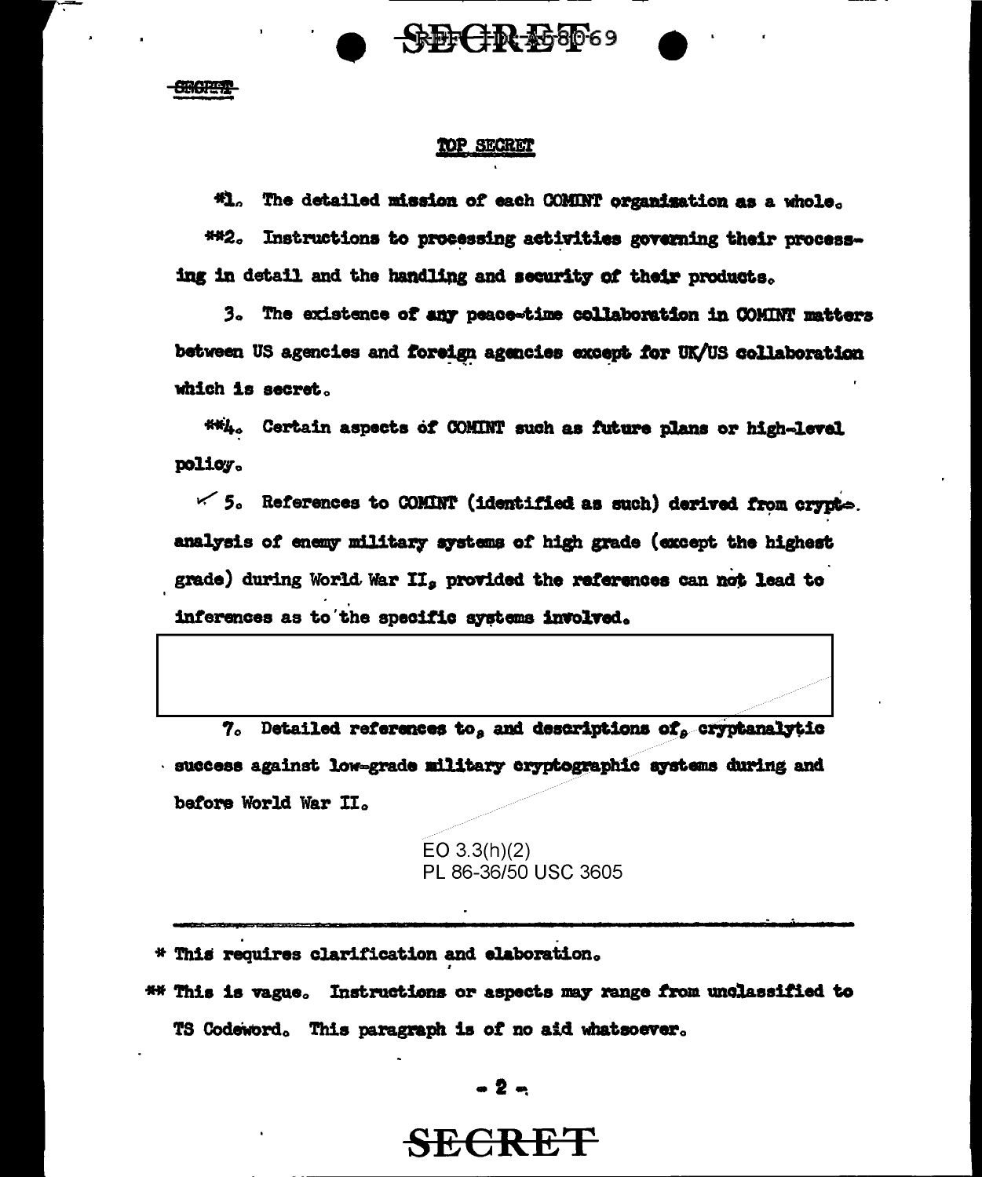TOP SECRET

*1. The detailed mission of each COMINT organization as a whole.

**2. Instructions to processing activities governing their processing in detail and the handling and security of their products.

3. The existence of any peace-time collaboration in COMINT matters between US agencies and foreign agencies except for UK/US collaboration which is secret.

**4. Certain aspects of COMINT such as future plans or high-level policy.

5. References to COMINT (identified as such) derived from cryptanalysis of enemy military systems of high grade (except the highest grade) during World War II, provided the references can not lead to inferences as to the specific systems involved.

7. Detailed references to, and descriptions of, cryptanalytic success against low-grade military cryptographic systems during and before World War II.

EO 3.3(h)(2)
PL 86-36/50 USC 3605

---

* This requires clarification and elaboration.

** This is vague. Instructions or aspects may range from unclassified to TS Codeword. This paragraph is of no aid whatsoever.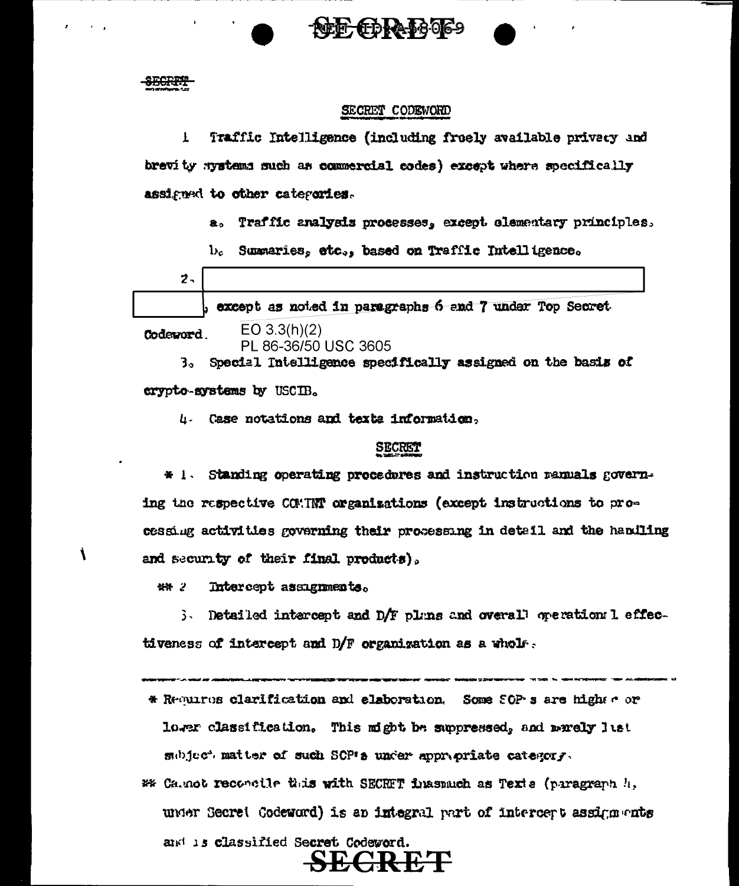SECRET

SECRET CODEWORD

1. Traffic Intelligence (including freely available privacy and brevity systems such as commercial codes) except where specifically assigned to other categories.

a. Traffic analysis processes, except elementary principles.

b. Summaries, etc., based on Traffic Intelligence.

2. [REDACTED], except as noted in paragraphs 6 and 7 under Top Secret Codeword.

EO 3.3(h)(2)
PL 86-36/50 USC 3605

3. Special Intelligence specifically assigned on the basis of crypto-systems by USCIB.

4. Case notations and texts information.

SECRET

\* 1. Standing operating procedures and instruction manuals governing the respective COMINT organizations (except instructions to processing activities governing their processing in detail and the handling and security of their final products).

\*\* 2. Intercept assignments.

3. Detailed intercept and D/F plans and overall operational effectiveness of intercept and D/F organization as a whole.

---

\* Requires clarification and elaboration. Some SOP's are higher or lower classification. This might be suppressed, and merely list subject matter of such SOP's under appropriate category.

\*\* Cannot reconcile this with SECRET inasmuch as Texts (paragraph 4, under Secret Codeword) is an integral part of intercept assignments and is classified Secret Codeword.

SECRET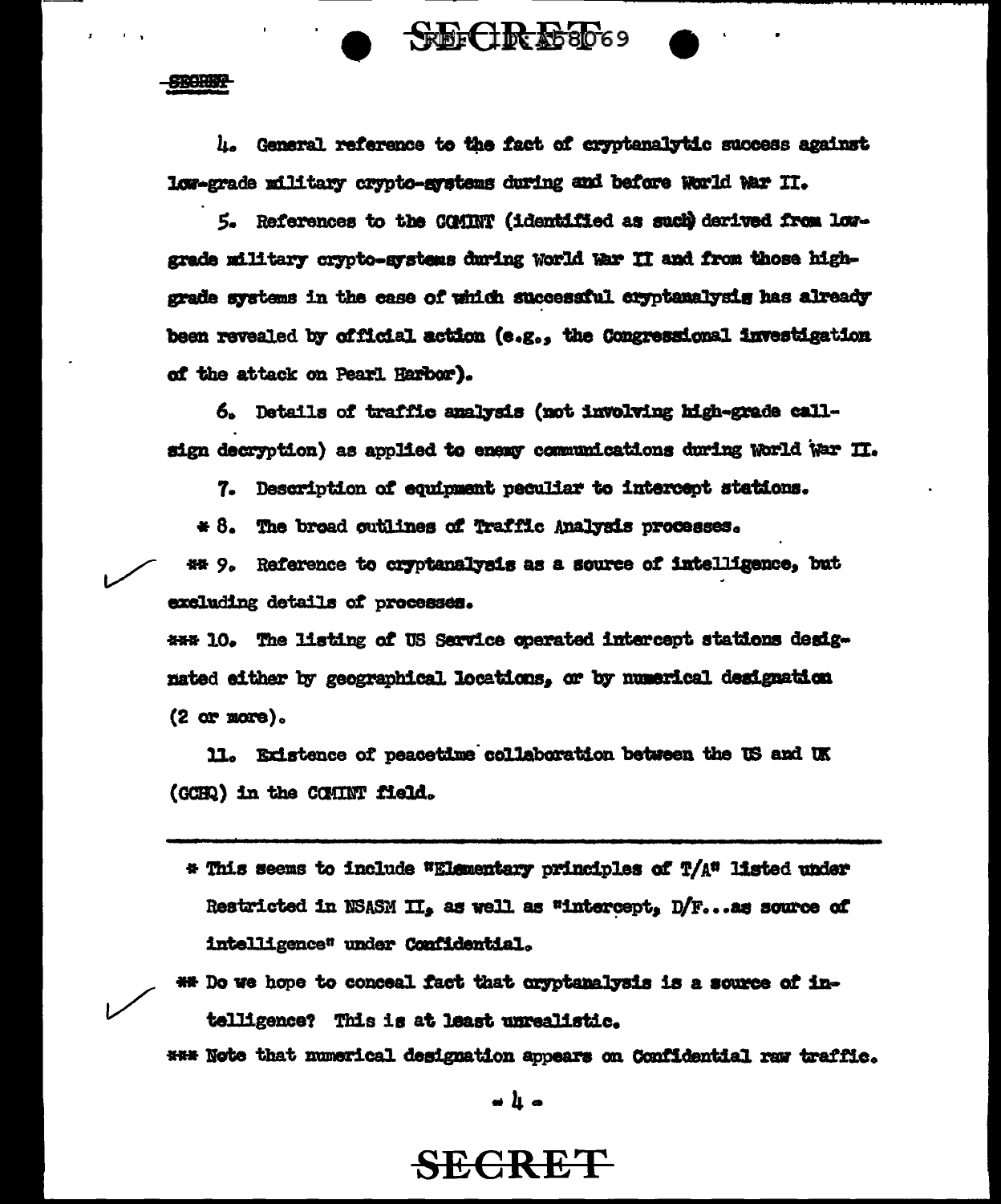4. General reference to the fact of cryptanalytic success against low-grade military crypto-systems during and before World War II.

5. References to the COMINT (identified as such) derived from low-grade military crypto-systems during World War II and from those high-grade systems in the case of which successful cryptanalysis has already been revealed by official action (e.g., the Congressional investigation of the attack on Pearl Harbor).

6. Details of traffic analysis (not involving high-grade call-sign decryption) as applied to enemy communications during World War II.

7. Description of equipment peculiar to intercept stations.

\* 8. The broad outlines of Traffic Analysis processes.

\*\* 9. Reference to cryptanalysis as a source of intelligence, but excluding details of processes.

\*\*\* 10. The listing of US Service operated intercept stations designated either by geographical locations, or by numerical designation (2 or more).

11. Existence of peacetime collaboration between the US and UK (GCHQ) in the COMINT field.

---

\* This seems to include "Elementary principles of T/A" listed under Restricted in NSASM II, as well as "intercept, D/F...as source of intelligence" under Confidential.

\*\* Do we hope to conceal fact that cryptanalysis is a source of intelligence? This is at least unrealistic.

\*\*\* Note that numerical designation appears on Confidential raw traffic.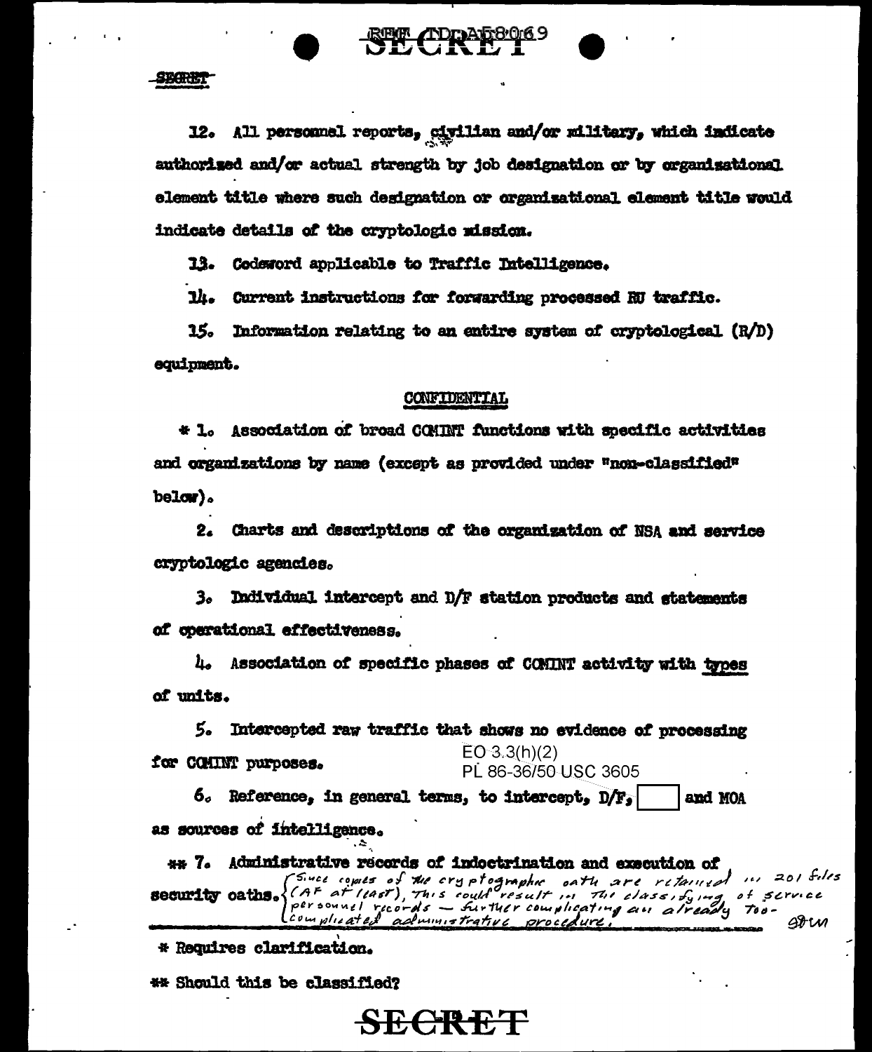12. All personnel reports, civilian and/or military, which indicate authorized and/or actual strength by job designation or by organizational element title where such designation or organizational element title would indicate details of the cryptologic mission.

13. Codeword applicable to Traffic Intelligence.

14. Current instructions for forwarding processed RU traffic.

15. Information relating to an entire system of cryptological (R/D) equipment.

CONFIDENTIAL

\* 1. Association of broad COMINT functions with specific activities and organizations by name (except as provided under "non-classified" below).

2. Charts and descriptions of the organization of NSA and service cryptologic agencies.

3. Individual intercept and D/F station products and statements of operational effectiveness.

4. Association of specific phases of COMINT activity with types of units.

5. Intercepted raw traffic that shows no evidence of processing for COMINT purposes.

EO 3.3(h)(2)
PL 86-36/50 USC 3605

6. Reference, in general terms, to intercept, D/F, [ ] and MOA as sources of intelligence.

\*\* 7. Administrative records of indoctrination and execution of security oaths. {Since copies of the cryptographic oath are retained in 201 files (AF at least), this could result in the classifying of service personnel records — further complicating an already too-complicated administrative procedure. SRW}

\* Requires clarification.

\*\* Should this be classified?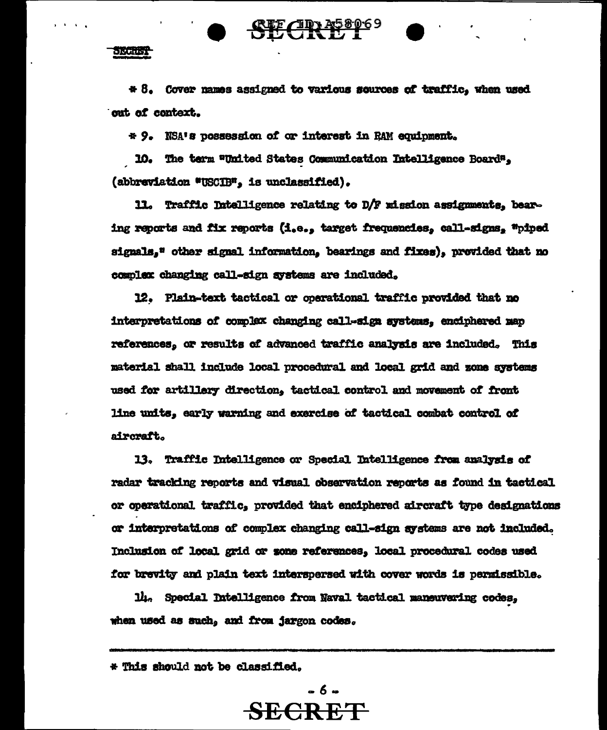\* 8. Cover names assigned to various sources of traffic, when used out of context.

\* 9. NSA's possession of or interest in RAM equipment.

10. The term "United States Communication Intelligence Board", (abbreviation "USCIB", is unclassified).

11. Traffic Intelligence relating to D/F mission assignments, bearing reports and fix reports (i.e., target frequencies, call-signs, "piped signals," other signal information, bearings and fixes), provided that no complex changing call-sign systems are included.

12. Plain-text tactical or operational traffic provided that no interpretations of complex changing call-sign systems, enciphered map references, or results of advanced traffic analysis are included. This material shall include local procedural and local grid and zone systems used for artillery direction, tactical control and movement of front line units, early warning and exercise of tactical combat control of aircraft.

13. Traffic Intelligence or Special Intelligence from analysis of radar tracking reports and visual observation reports as found in tactical or operational traffic, provided that enciphered aircraft type designations or interpretations of complex changing call-sign systems are not included. Inclusion of local grid or zone references, local procedural codes used for brevity and plain text interspersed with cover words is permissible.

14. Special Intelligence from Naval tactical maneuvering codes, when used as such, and from jargon codes.

---

\* This should not be classified.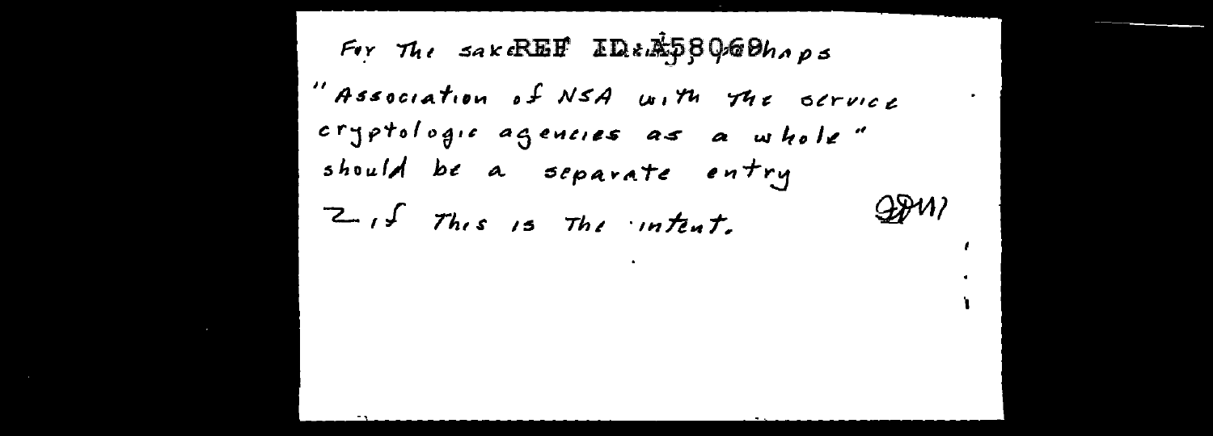REF ID:A58069

For the sake ... perhaps "Association of NSA with the service cryptologic agencies as a whole" should be a separate entry 2, if this is the intent.

WFF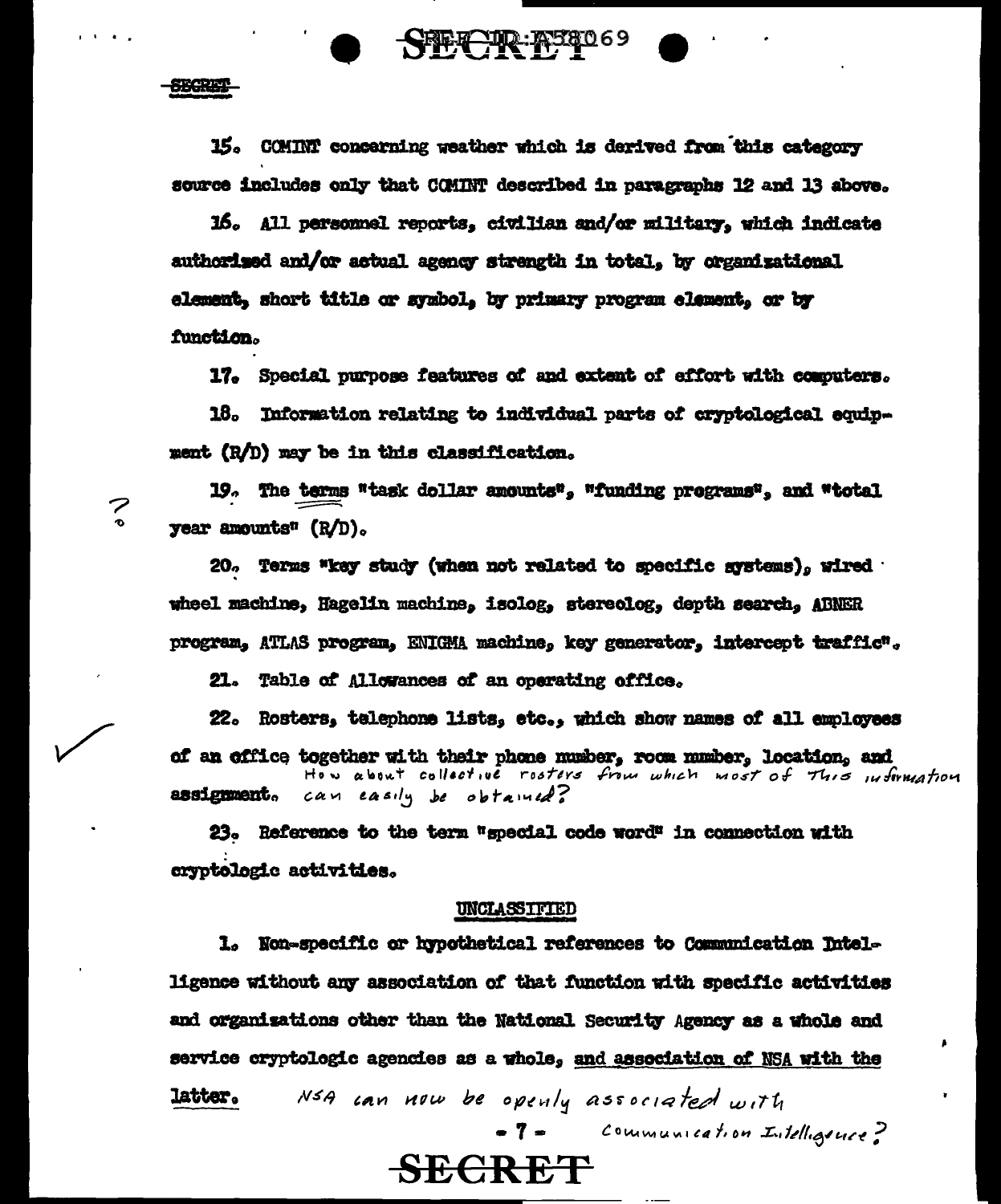SECRET

15. COMINT concerning weather which is derived from this category source includes only that COMINT described in paragraphs 12 and 13 above.

16. All personnel reports, civilian and/or military, which indicate authorized and/or actual agency strength in total, by organizational element, short title or symbol, by primary program element, or by function.

17. Special purpose features of and extent of effort with computers.

18. Information relating to individual parts of cryptological equipment (R/D) may be in this classification.

?

19. The terms "task dollar amounts", "funding programs", and "total year amounts" (R/D).

20. Terms "key study (when not related to specific systems), wired wheel machine, Hagelin machine, isolog, stereolog, depth search, ABNER program, ATLAS program, ENIGMA machine, key generator, intercept traffic".

21. Table of Allowances of an operating office.

22. Rosters, telephone lists, etc., which show names of all employees of an office together with their phone number, room number, location, and assignment. *How about collective rosters from which most of this information can easily be obtained?*

23. Reference to the term "special code word" in connection with cryptologic activities.

## UNCLASSIFIED

1. Non-specific or hypothetical references to Communication Intelligence without any association of that function with specific activities and organizations other than the National Security Agency as a whole and service cryptologic agencies as a whole, and association of NSA with the latter. *NSA can now be openly associated with Communication Intelligence?*

SECRET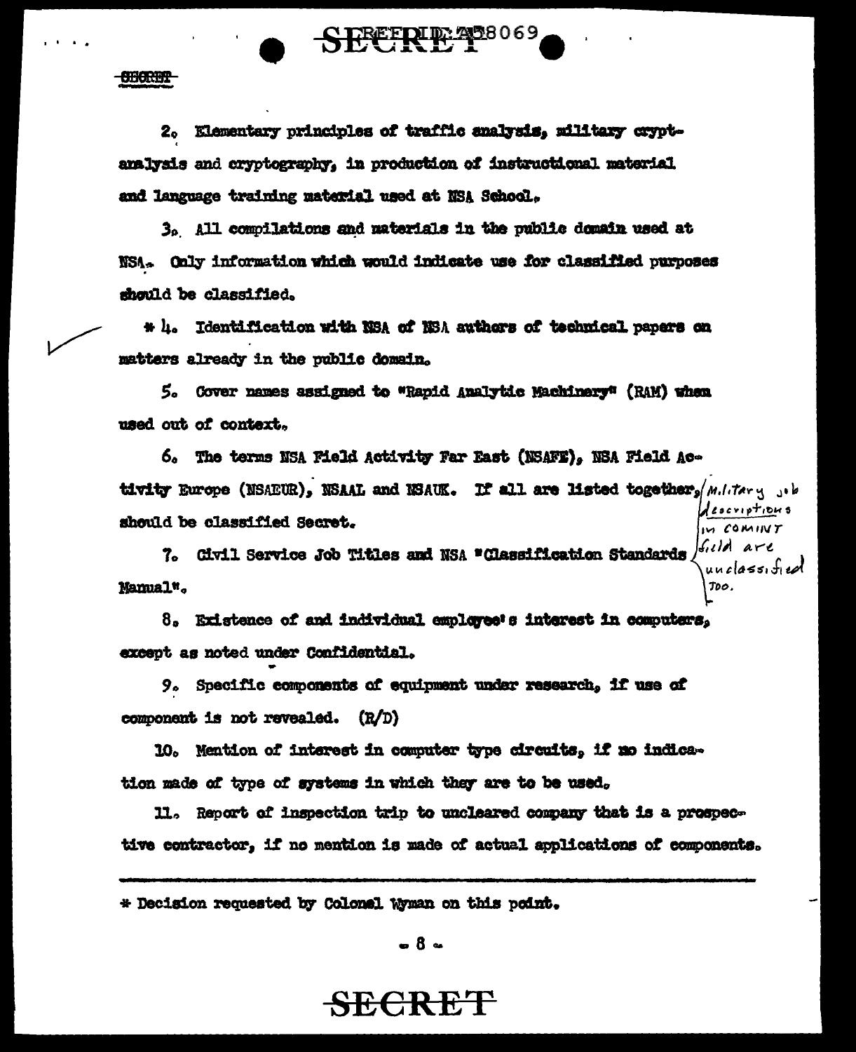2. Elementary principles of traffic analysis, military cryptanalysis and cryptography, in production of instructional material and language training material used at NSA School.

3. All compilations and materials in the public domain used at NSA. Only information which would indicate use for classified purposes should be classified.

* 4. Identification with NSA of NSA authors of technical papers on matters already in the public domain.

5. Cover names assigned to "Rapid Analytic Machinery" (RAM) when used out of context.

6. The terms NSA Field Activity Far East (NSAFE), NSA Field Activity Europe (NSAEUR), NSAAL and NSAUK. If all are listed together, should be classified Secret.

7. Civil Service Job Titles and NSA "Classification Standards Manual".

*Military job descriptions in COMINT field are unclassified too.*

8. Existence of and individual employee's interest in computers, except as noted under Confidential.

9. Specific components of equipment under research, if use of component is not revealed. (R/D)

10. Mention of interest in computer type circuits, if no indication made of type of systems in which they are to be used.

11. Report of inspection trip to uncleared company that is a prospective contractor, if no mention is made of actual applications of components.

---

* Decision requested by Colonel Wyman on this point.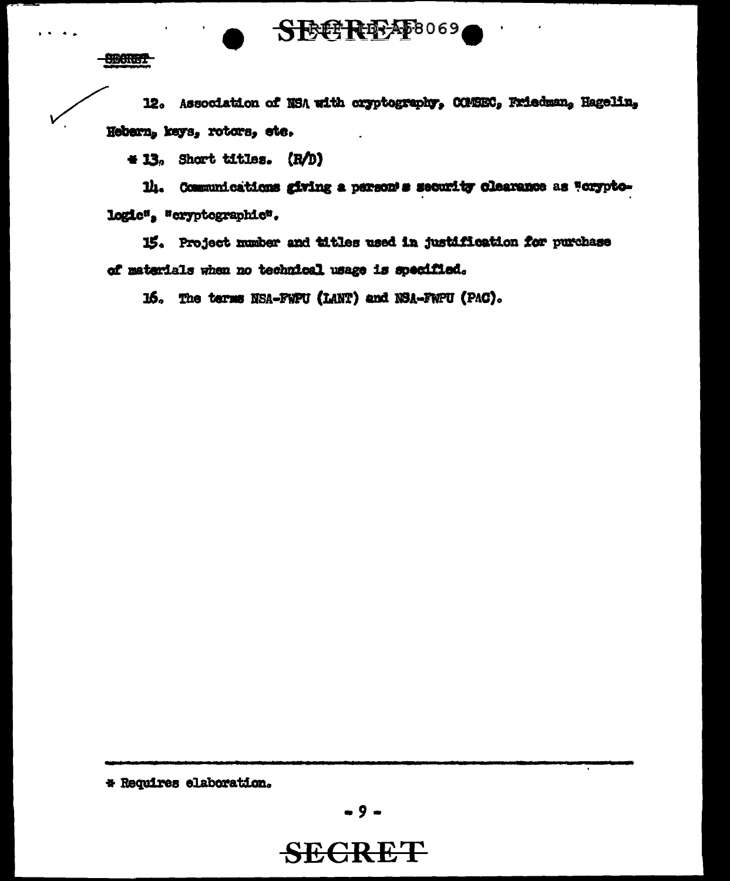12. Association of NSA with cryptography, COMSEC, Friedman, Hagelin, Hebern, keys, rotors, etc.

* 13. Short titles. (R/D)

14. Communications giving a person's security clearance as "cryptologic", "cryptographic".

15. Project number and titles used in justification for purchase of materials when no technical usage is specified.

16. The terms NSA-FWPU (LANT) and NSA-FWPU (PAC).

---

* Requires elaboration.